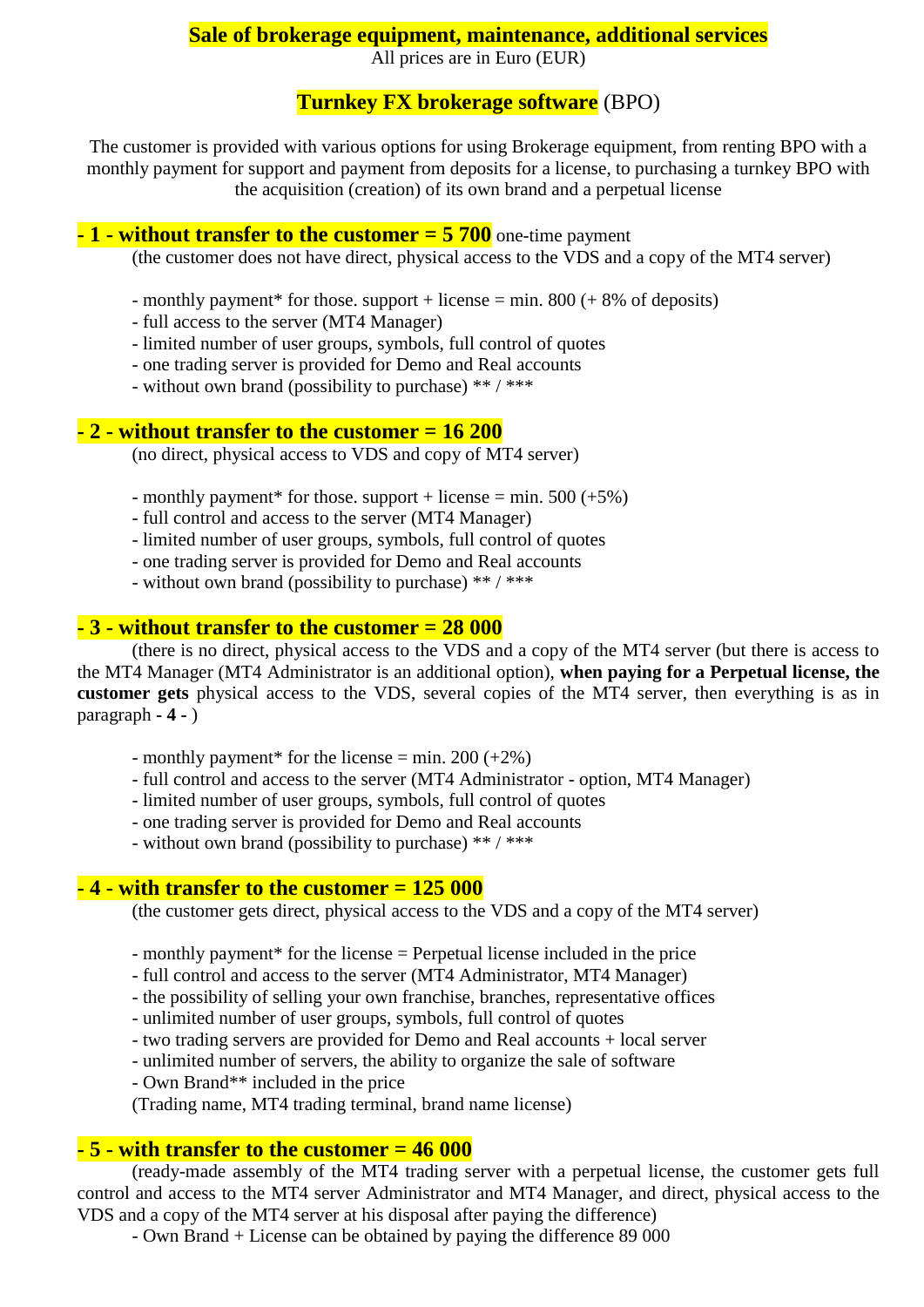# Sale of brokerage equipment, maintenance, additional services

All prices are in Euro (EUR)

## Turnkey FX brokerage software (BPO)

The customer is provided with various options for using Brokerage equipment, from renting BPO with a monthly payment for support and payment from deposits for a license, to purchasing a turnkey BPO with the acquisition (creation) of its own brand and a perpetual license

**- 1 - without transfer to the customer = 5 700** one-time payment

(the customer does not have direct, physical access to the VDS and a copy of the MT4 server)

- monthly payment* for those. support + license = min. 800 (+ 8% of deposits)
- full access to the server (MT4 Manager)
- limited number of user groups, symbols, full control of quotes
- one trading server is provided for Demo and Real accounts
- without own brand (possibility to purchase) ** / ***

**- 2 - without transfer to the customer = 16 200**

(no direct, physical access to VDS and copy of MT4 server)

- monthly payment* for those. support + license = min. 500 (+5%)
- full control and access to the server (MT4 Manager)
- limited number of user groups, symbols, full control of quotes
- one trading server is provided for Demo and Real accounts
- without own brand (possibility to purchase) ** / ***

**- 3 - without transfer to the customer = 28 000**

(there is no direct, physical access to the VDS and a copy of the MT4 server (but there is access to the MT4 Manager (MT4 Administrator is an additional option), **when paying for a Perpetual license, the customer gets** physical access to the VDS, several copies of the MT4 server, then everything is as in paragraph **- 4 -** )

- monthly payment* for the license = min. 200 (+2%)
- full control and access to the server (MT4 Administrator - option, MT4 Manager)
- limited number of user groups, symbols, full control of quotes
- one trading server is provided for Demo and Real accounts
- without own brand (possibility to purchase) ** / ***

**- 4 - with transfer to the customer = 125 000**

(the customer gets direct, physical access to the VDS and a copy of the MT4 server)

- monthly payment* for the license = Perpetual license included in the price
- full control and access to the server (MT4 Administrator, MT4 Manager)
- the possibility of selling your own franchise, branches, representative offices
- unlimited number of user groups, symbols, full control of quotes
- two trading servers are provided for Demo and Real accounts + local server
- unlimited number of servers, the ability to organize the sale of software
- Own Brand** included in the price

(Trading name, MT4 trading terminal, brand name license)

**- 5 - with transfer to the customer = 46 000**

(ready-made assembly of the MT4 trading server with a perpetual license, the customer gets full control and access to the MT4 server Administrator and MT4 Manager, and direct, physical access to the VDS and a copy of the MT4 server at his disposal after paying the difference)

- Own Brand + License can be obtained by paying the difference 89 000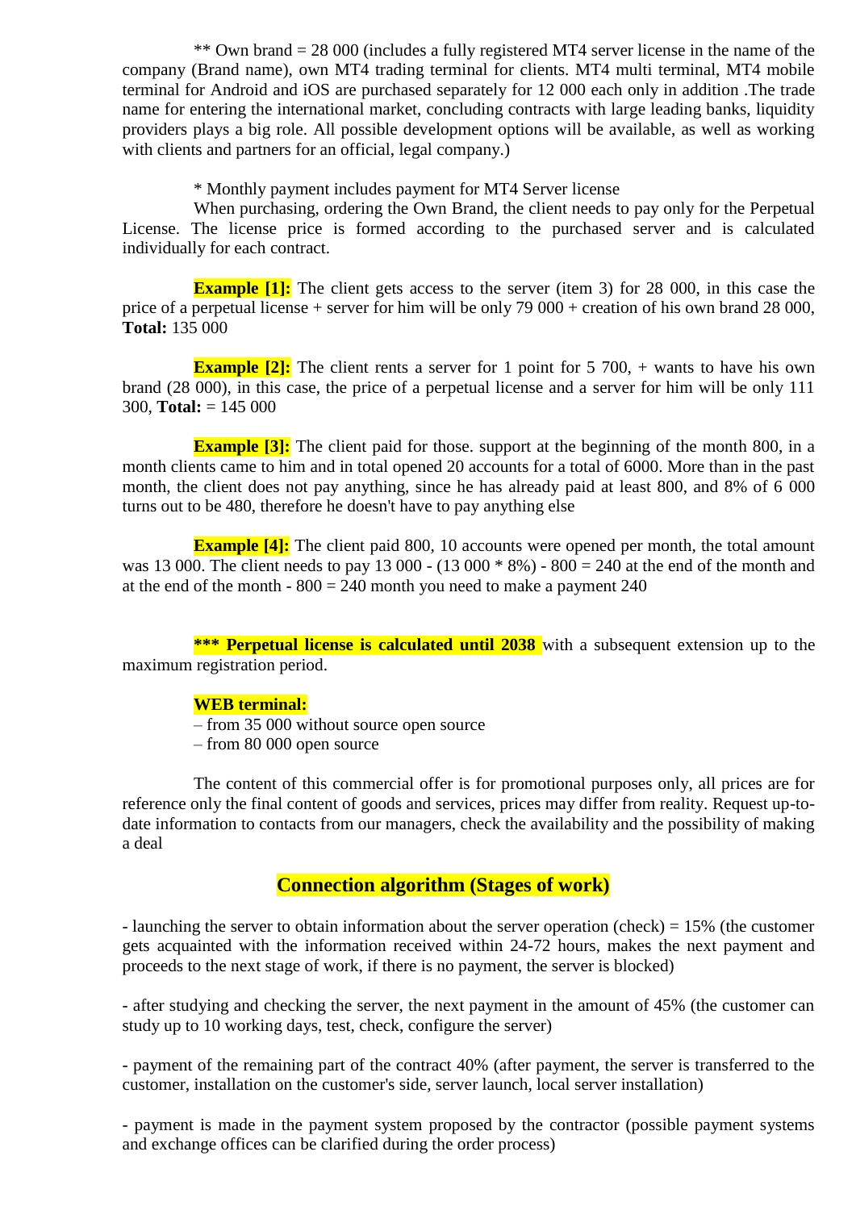** Own brand = 28 000 (includes a fully registered MT4 server license in the name of the company (Brand name), own MT4 trading terminal for clients. MT4 multi terminal, MT4 mobile terminal for Android and iOS are purchased separately for 12 000 each only in addition .The trade name for entering the international market, concluding contracts with large leading banks, liquidity providers plays a big role. All possible development options will be available, as well as working with clients and partners for an official, legal company.)

* Monthly payment includes payment for MT4 Server license

When purchasing, ordering the Own Brand, the client needs to pay only for the Perpetual License. The license price is formed according to the purchased server and is calculated individually for each contract.

**Example [1]:** The client gets access to the server (item 3) for 28 000, in this case the price of a perpetual license + server for him will be only 79 000 + creation of his own brand 28 000, **Total:** 135 000

**Example [2]:** The client rents a server for 1 point for 5 700, + wants to have his own brand (28 000), in this case, the price of a perpetual license and a server for him will be only 111 300, **Total:** = 145 000

**Example [3]:** The client paid for those. support at the beginning of the month 800, in a month clients came to him and in total opened 20 accounts for a total of 6000. More than in the past month, the client does not pay anything, since he has already paid at least 800, and 8% of 6 000 turns out to be 480, therefore he doesn't have to pay anything else

**Example [4]:** The client paid 800, 10 accounts were opened per month, the total amount was 13 000. The client needs to pay 13 000 - (13 000 * 8%) - 800 = 240 at the end of the month and at the end of the month - 800 = 240 month you need to make a payment 240

**\*\*\* Perpetual license is calculated until 2038** with a subsequent extension up to the maximum registration period.

**WEB terminal:**

– from 35 000 without source open source
– from 80 000 open source

The content of this commercial offer is for promotional purposes only, all prices are for reference only the final content of goods and services, prices may differ from reality. Request up-to-date information to contacts from our managers, check the availability and the possibility of making a deal

## Connection algorithm (Stages of work)

- launching the server to obtain information about the server operation (check) = 15% (the customer gets acquainted with the information received within 24-72 hours, makes the next payment and proceeds to the next stage of work, if there is no payment, the server is blocked)

- after studying and checking the server, the next payment in the amount of 45% (the customer can study up to 10 working days, test, check, configure the server)

- payment of the remaining part of the contract 40% (after payment, the server is transferred to the customer, installation on the customer's side, server launch, local server installation)

- payment is made in the payment system proposed by the contractor (possible payment systems and exchange offices can be clarified during the order process)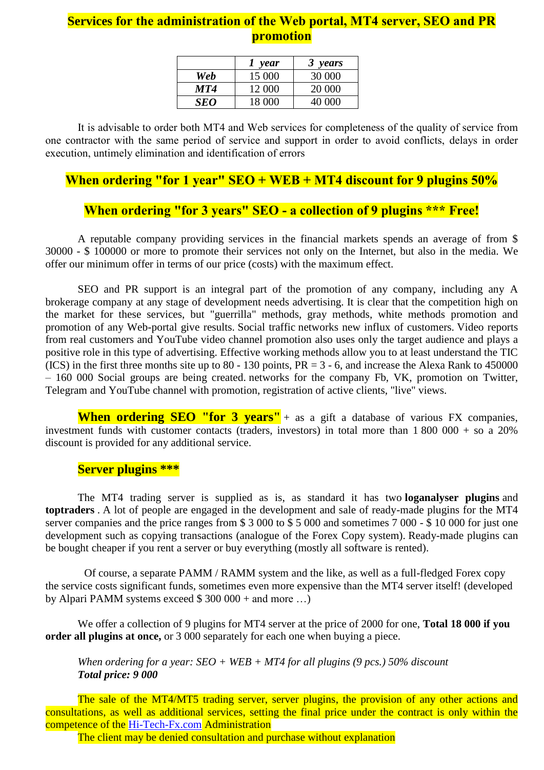# Services for the administration of the Web portal, MT4 server, SEO and PR promotion

| | *1 year* | *3 years* |
|---|---|---|
| ***Web*** | 15 000 | 30 000 |
| ***MT4*** | 12 000 | 20 000 |
| ***SEO*** | 18 000 | 40 000 |

It is advisable to order both MT4 and Web services for completeness of the quality of service from one contractor with the same period of service and support in order to avoid conflicts, delays in order execution, untimely elimination and identification of errors

## When ordering "for 1 year" SEO + WEB + MT4 discount for 9 plugins 50%

## When ordering "for 3 years" SEO - a collection of 9 plugins *** Free!

A reputable company providing services in the financial markets spends an average of from $ 30000 - $ 100000 or more to promote their services not only on the Internet, but also in the media. We offer our minimum offer in terms of our price (costs) with the maximum effect.

SEO and PR support is an integral part of the promotion of any company, including any A brokerage company at any stage of development needs advertising. It is clear that the competition high on the market for these services, but "guerrilla" methods, gray methods, white methods promotion and promotion of any Web-portal give results. Social traffic networks new influx of customers. Video reports from real customers and YouTube video channel promotion also uses only the target audience and plays a positive role in this type of advertising. Effective working methods allow you to at least understand the TIC (ICS) in the first three months site up to 80 - 130 points, PR = 3 - 6, and increase the Alexa Rank to 450000 – 160 000 Social groups are being created. networks for the company Fb, VK, promotion on Twitter, Telegram and YouTube channel with promotion, registration of active clients, "live" views.

**When ordering SEO "for 3 years"** + as a gift a database of various FX companies, investment funds with customer contacts (traders, investors) in total more than 1 800 000 + so a 20% discount is provided for any additional service.

## Server plugins ***

The MT4 trading server is supplied as is, as standard it has two **loganalyser plugins** and **toptraders** . A lot of people are engaged in the development and sale of ready-made plugins for the MT4 server companies and the price ranges from $ 3 000 to $ 5 000 and sometimes 7 000 - $ 10 000 for just one development such as copying transactions (analogue of the Forex Copy system). Ready-made plugins can be bought cheaper if you rent a server or buy everything (mostly all software is rented).

Of course, a separate PAMM / RAMM system and the like, as well as a full-fledged Forex copy the service costs significant funds, sometimes even more expensive than the MT4 server itself! (developed by Alpari PAMM systems exceed $ 300 000 + and more …)

We offer a collection of 9 plugins for MT4 server at the price of 2000 for one, **Total 18 000 if you order all plugins at once,** or 3 000 separately for each one when buying a piece.

*When ordering for a year: SEO + WEB + MT4 for all plugins (9 pcs.) 50% discount*
***Total price: 9 000***

The sale of the MT4/MT5 trading server, server plugins, the provision of any other actions and consultations, as well as additional services, setting the final price under the contract is only within the competence of the [Hi-Tech-Fx.com](Hi-Tech-Fx.com) Administration

The client may be denied consultation and purchase without explanation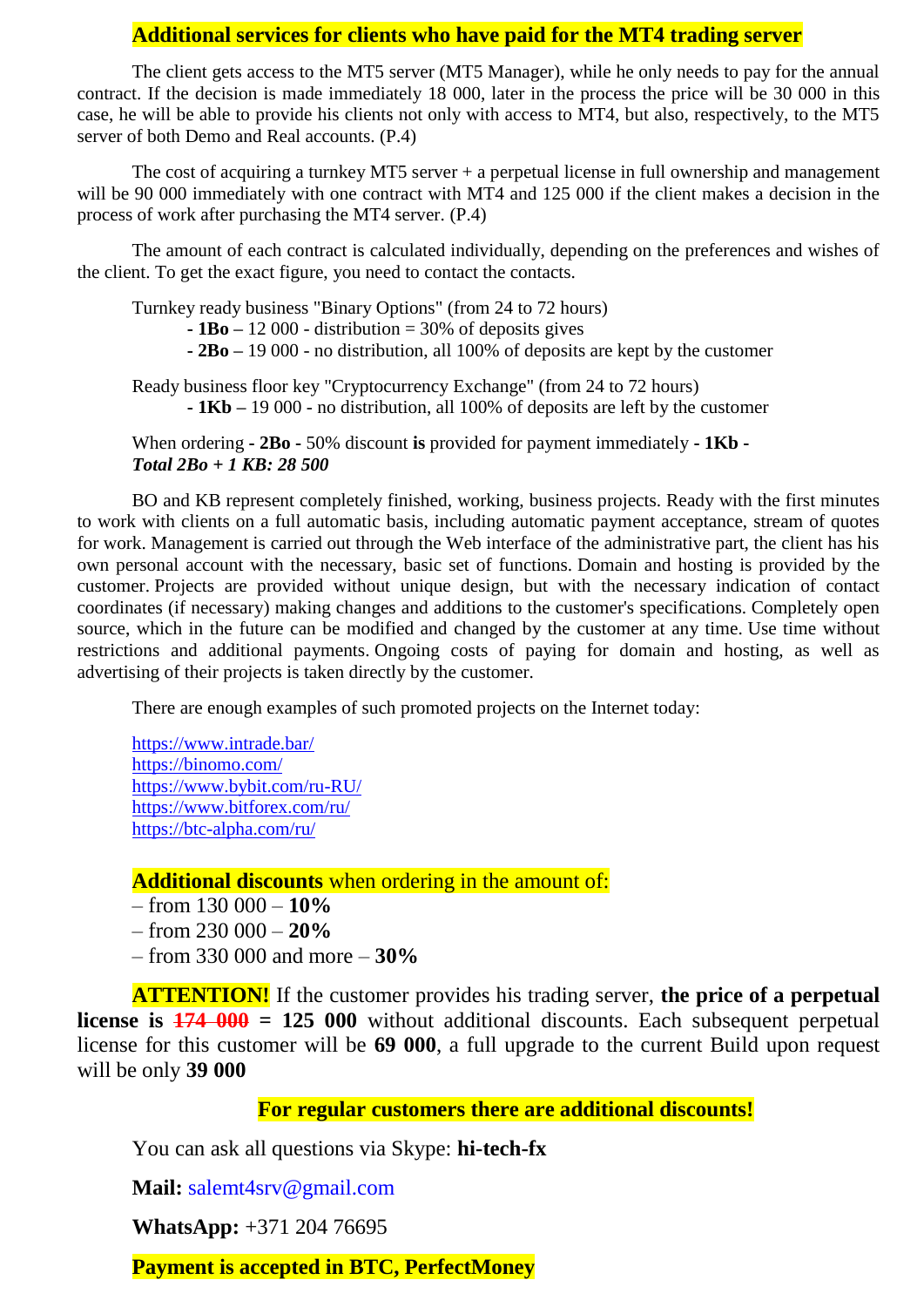## **Additional services for clients who have paid for the MT4 trading server**

The client gets access to the MT5 server (MT5 Manager), while he only needs to pay for the annual contract. If the decision is made immediately 18 000, later in the process the price will be 30 000 in this case, he will be able to provide his clients not only with access to MT4, but also, respectively, to the MT5 server of both Demo and Real accounts. (P.4)

The cost of acquiring a turnkey MT5 server + a perpetual license in full ownership and management will be 90 000 immediately with one contract with MT4 and 125 000 if the client makes a decision in the process of work after purchasing the MT4 server. (P.4)

The amount of each contract is calculated individually, depending on the preferences and wishes of the client. To get the exact figure, you need to contact the contacts.

Turnkey ready business "Binary Options" (from 24 to 72 hours)

- **1Bo** – 12 000 - distribution = 30% of deposits gives
- **2Bo** – 19 000 - no distribution, all 100% of deposits are kept by the customer

Ready business floor key "Cryptocurrency Exchange" (from 24 to 72 hours)

- **1Kb** – 19 000 - no distribution, all 100% of deposits are left by the customer

When ordering **- 2Bo -** 50% discount **is** provided for payment immediately **- 1Kb -**
***Total 2Bo + 1 KB: 28 500***

BO and KB represent completely finished, working, business projects. Ready with the first minutes to work with clients on a full automatic basis, including automatic payment acceptance, stream of quotes for work. Management is carried out through the Web interface of the administrative part, the client has his own personal account with the necessary, basic set of functions. Domain and hosting is provided by the customer. Projects are provided without unique design, but with the necessary indication of contact coordinates (if necessary) making changes and additions to the customer's specifications. Completely open source, which in the future can be modified and changed by the customer at any time. Use time without restrictions and additional payments. Ongoing costs of paying for domain and hosting, as well as advertising of their projects is taken directly by the customer.

There are enough examples of such promoted projects on the Internet today:

https://www.intrade.bar/
https://binomo.com/
https://www.bybit.com/ru-RU/
https://www.bitforex.com/ru/
https://btc-alpha.com/ru/

**Additional discounts** when ordering in the amount of:

– from 130 000 – **10%**
– from 230 000 – **20%**
– from 330 000 and more – **30%**

**ATTENTION!** If the customer provides his trading server, **the price of a perpetual license is ~~174 000~~ = 125 000** without additional discounts. Each subsequent perpetual license for this customer will be **69 000**, a full upgrade to the current Build upon request will be only **39 000**

**For regular customers there are additional discounts!**

You can ask all questions via Skype: **hi-tech-fx**

**Mail:** salemt4srv@gmail.com

**WhatsApp:** +371 204 76695

**Payment is accepted in BTC, PerfectMoney**